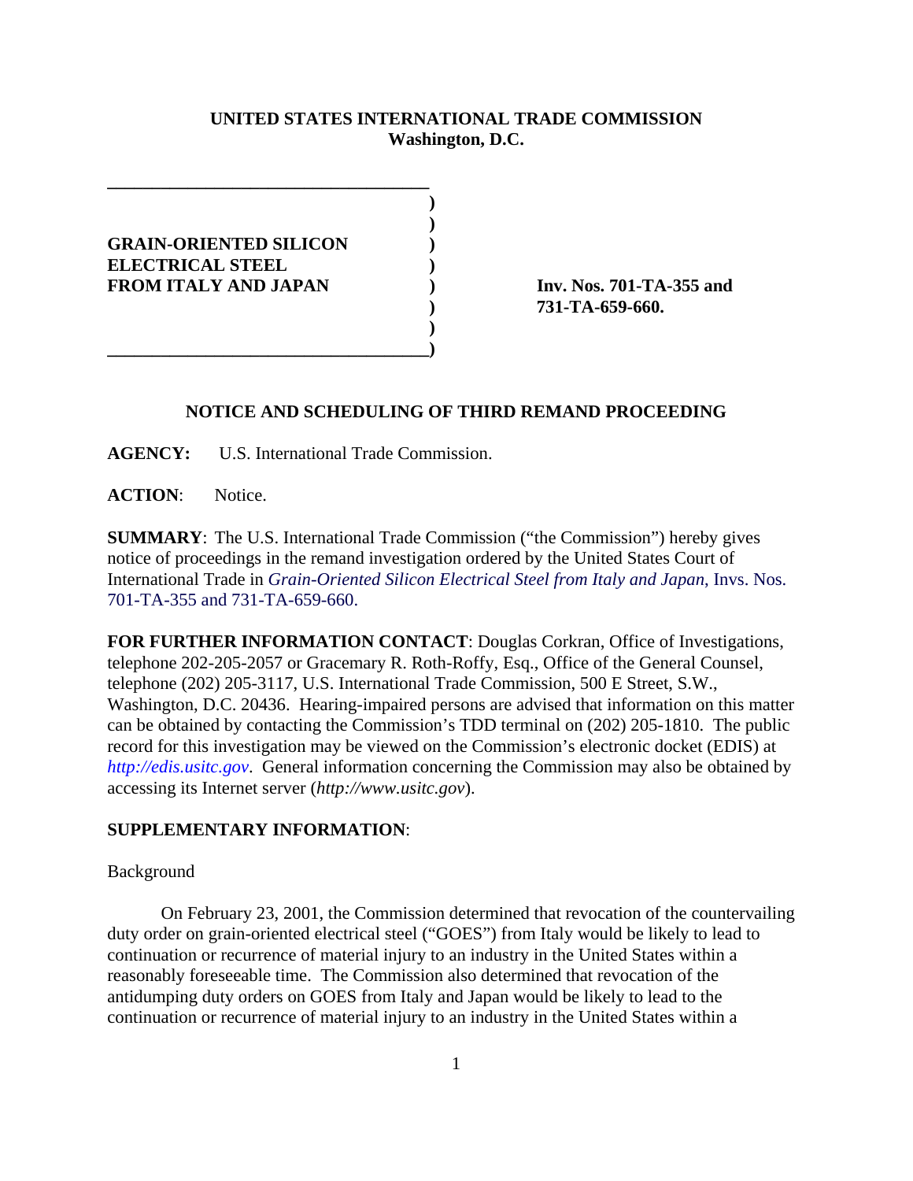**UNITED STATES INTERNATIONAL TRADE COMMISSION**
**Washington, D.C.**

| | |
|---|---|
| **GRAIN-ORIENTED SILICON ELECTRICAL STEEL FROM ITALY AND JAPAN** | **Inv. Nos. 701-TA-355 and 731-TA-659-660.** |

## NOTICE AND SCHEDULING OF THIRD REMAND PROCEEDING

**AGENCY:** U.S. International Trade Commission.

**ACTION**: Notice.

**SUMMARY**: The U.S. International Trade Commission ("the Commission") hereby gives notice of proceedings in the remand investigation ordered by the United States Court of International Trade in *Grain-Oriented Silicon Electrical Steel from Italy and Japan*, Invs. Nos. 701-TA-355 and 731-TA-659-660.

**FOR FURTHER INFORMATION CONTACT**: Douglas Corkran, Office of Investigations, telephone 202-205-2057 or Gracemary R. Roth-Roffy, Esq., Office of the General Counsel, telephone (202) 205-3117, U.S. International Trade Commission, 500 E Street, S.W., Washington, D.C. 20436. Hearing-impaired persons are advised that information on this matter can be obtained by contacting the Commission's TDD terminal on (202) 205-1810. The public record for this investigation may be viewed on the Commission's electronic docket (EDIS) at *http://edis.usitc.gov*. General information concerning the Commission may also be obtained by accessing its Internet server (*http://www.usitc.gov*).

**SUPPLEMENTARY INFORMATION**:

Background

On February 23, 2001, the Commission determined that revocation of the countervailing duty order on grain-oriented electrical steel ("GOES") from Italy would be likely to lead to continuation or recurrence of material injury to an industry in the United States within a reasonably foreseeable time. The Commission also determined that revocation of the antidumping duty orders on GOES from Italy and Japan would be likely to lead to the continuation or recurrence of material injury to an industry in the United States within a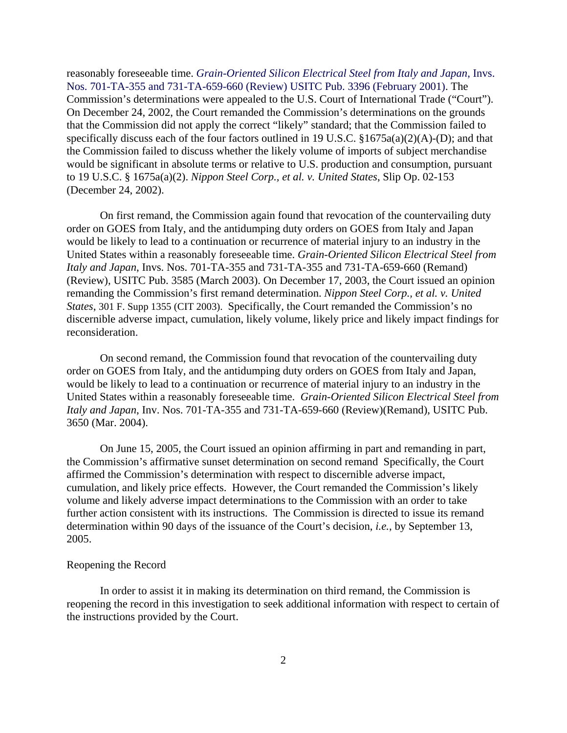reasonably foreseeable time. *Grain-Oriented Silicon Electrical Steel from Italy and Japan*, Invs. Nos. 701-TA-355 and 731-TA-659-660 (Review) USITC Pub. 3396 (February 2001). The Commission's determinations were appealed to the U.S. Court of International Trade ("Court"). On December 24, 2002, the Court remanded the Commission's determinations on the grounds that the Commission did not apply the correct "likely" standard; that the Commission failed to specifically discuss each of the four factors outlined in 19 U.S.C. §1675a(a)(2)(A)-(D); and that the Commission failed to discuss whether the likely volume of imports of subject merchandise would be significant in absolute terms or relative to U.S. production and consumption, pursuant to 19 U.S.C. § 1675a(a)(2). *Nippon Steel Corp., et al. v. United States*, Slip Op. 02-153 (December 24, 2002).

On first remand, the Commission again found that revocation of the countervailing duty order on GOES from Italy, and the antidumping duty orders on GOES from Italy and Japan would be likely to lead to a continuation or recurrence of material injury to an industry in the United States within a reasonably foreseeable time. *Grain-Oriented Silicon Electrical Steel from Italy and Japan*, Invs. Nos. 701-TA-355 and 731-TA-355 and 731-TA-659-660 (Remand) (Review), USITC Pub. 3585 (March 2003). On December 17, 2003, the Court issued an opinion remanding the Commission's first remand determination. *Nippon Steel Corp., et al. v. United States*, 301 F. Supp 1355 (CIT 2003). Specifically, the Court remanded the Commission's no discernible adverse impact, cumulation, likely volume, likely price and likely impact findings for reconsideration.

On second remand, the Commission found that revocation of the countervailing duty order on GOES from Italy, and the antidumping duty orders on GOES from Italy and Japan, would be likely to lead to a continuation or recurrence of material injury to an industry in the United States within a reasonably foreseeable time. *Grain-Oriented Silicon Electrical Steel from Italy and Japan*, Inv. Nos. 701-TA-355 and 731-TA-659-660 (Review)(Remand), USITC Pub. 3650 (Mar. 2004).

On June 15, 2005, the Court issued an opinion affirming in part and remanding in part, the Commission's affirmative sunset determination on second remand Specifically, the Court affirmed the Commission's determination with respect to discernible adverse impact, cumulation, and likely price effects. However, the Court remanded the Commission's likely volume and likely adverse impact determinations to the Commission with an order to take further action consistent with its instructions. The Commission is directed to issue its remand determination within 90 days of the issuance of the Court's decision, *i.e.*, by September 13, 2005.

Reopening the Record

In order to assist it in making its determination on third remand, the Commission is reopening the record in this investigation to seek additional information with respect to certain of the instructions provided by the Court.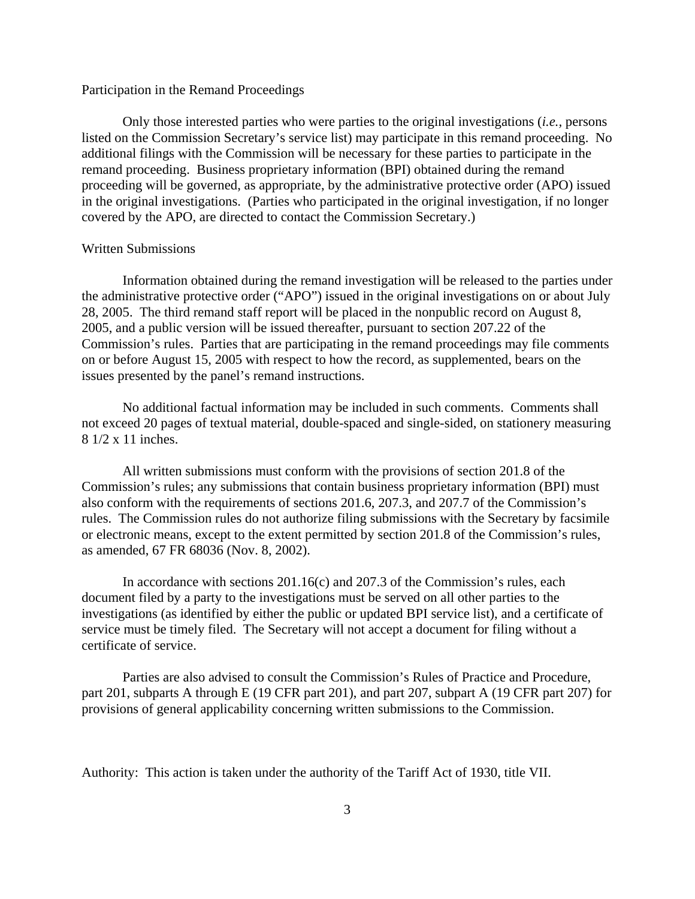Participation in the Remand Proceedings

Only those interested parties who were parties to the original investigations (*i.e.,* persons listed on the Commission Secretary's service list) may participate in this remand proceeding. No additional filings with the Commission will be necessary for these parties to participate in the remand proceeding. Business proprietary information (BPI) obtained during the remand proceeding will be governed, as appropriate, by the administrative protective order (APO) issued in the original investigations. (Parties who participated in the original investigation, if no longer covered by the APO, are directed to contact the Commission Secretary.)

Written Submissions

Information obtained during the remand investigation will be released to the parties under the administrative protective order ("APO") issued in the original investigations on or about July 28, 2005. The third remand staff report will be placed in the nonpublic record on August 8, 2005, and a public version will be issued thereafter, pursuant to section 207.22 of the Commission's rules. Parties that are participating in the remand proceedings may file comments on or before August 15, 2005 with respect to how the record, as supplemented, bears on the issues presented by the panel's remand instructions.

No additional factual information may be included in such comments. Comments shall not exceed 20 pages of textual material, double-spaced and single-sided, on stationery measuring 8 1/2 x 11 inches.

All written submissions must conform with the provisions of section 201.8 of the Commission's rules; any submissions that contain business proprietary information (BPI) must also conform with the requirements of sections 201.6, 207.3, and 207.7 of the Commission's rules. The Commission rules do not authorize filing submissions with the Secretary by facsimile or electronic means, except to the extent permitted by section 201.8 of the Commission's rules, as amended, 67 FR 68036 (Nov. 8, 2002).

In accordance with sections 201.16(c) and 207.3 of the Commission's rules, each document filed by a party to the investigations must be served on all other parties to the investigations (as identified by either the public or updated BPI service list), and a certificate of service must be timely filed. The Secretary will not accept a document for filing without a certificate of service.

Parties are also advised to consult the Commission's Rules of Practice and Procedure, part 201, subparts A through E (19 CFR part 201), and part 207, subpart A (19 CFR part 207) for provisions of general applicability concerning written submissions to the Commission.

Authority: This action is taken under the authority of the Tariff Act of 1930, title VII.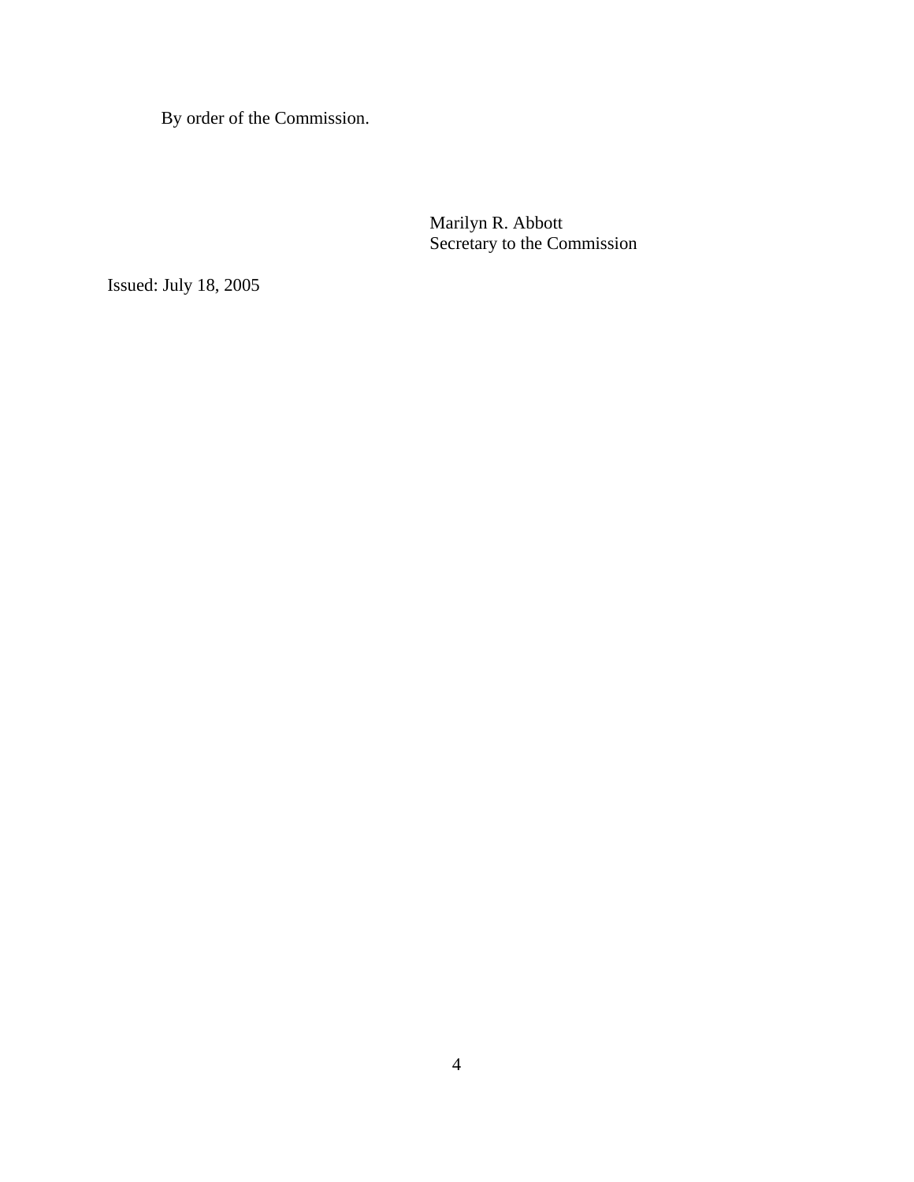By order of the Commission.

Marilyn R. Abbott
Secretary to the Commission

Issued: July 18, 2005